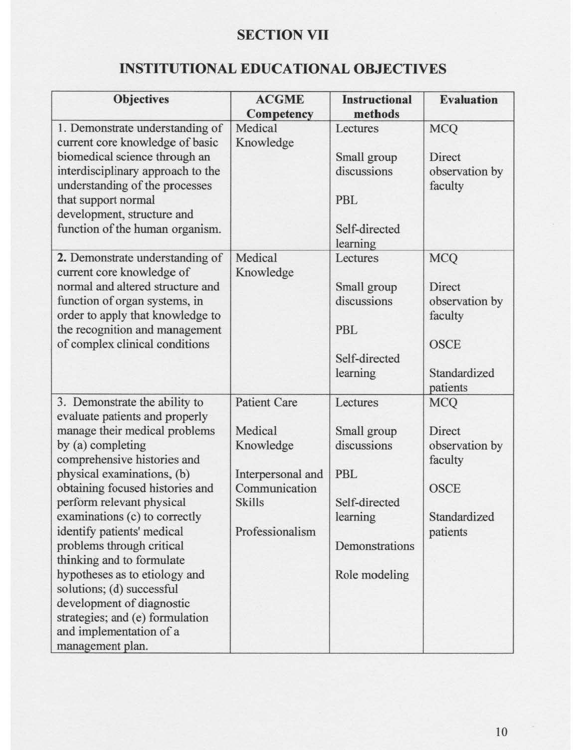# SECTION VII

## INSTITUTIONAL EDUCATIONAL OBJECTIVES

| Objectives | ACGME Competency | Instructional methods | Evaluation |
|---|---|---|---|
| 1. Demonstrate understanding of current core knowledge of basic biomedical science through an interdisciplinary approach to the understanding of the processes that support normal development, structure and function of the human organism. | Medical Knowledge | Lectures<br><br>Small group discussions<br><br>PBL<br><br>Self-directed learning | MCQ<br><br>Direct observation by faculty |
| **2.** Demonstrate understanding of current core knowledge of normal and altered structure and function of organ systems, in order to apply that knowledge to the recognition and management of complex clinical conditions | Medical Knowledge | Lectures<br><br>Small group discussions<br><br>PBL<br><br>Self-directed learning | MCQ<br><br>Direct observation by faculty<br><br>OSCE<br><br>Standardized patients |
| 3. Demonstrate the ability to evaluate patients and properly manage their medical problems by (a) completing comprehensive histories and physical examinations, (b) obtaining focused histories and perform relevant physical examinations (c) to correctly identify patients' medical problems through critical thinking and to formulate hypotheses as to etiology and solutions; (d) successful development of diagnostic strategies; and (e) formulation and implementation of a management plan. | Patient Care<br><br>Medical Knowledge<br><br>Interpersonal and Communication Skills<br><br>Professionalism | Lectures<br><br>Small group discussions<br><br>PBL<br><br>Self-directed learning<br><br>Demonstrations<br><br>Role modeling | MCQ<br><br>Direct observation by faculty<br><br>OSCE<br><br>Standardized patients |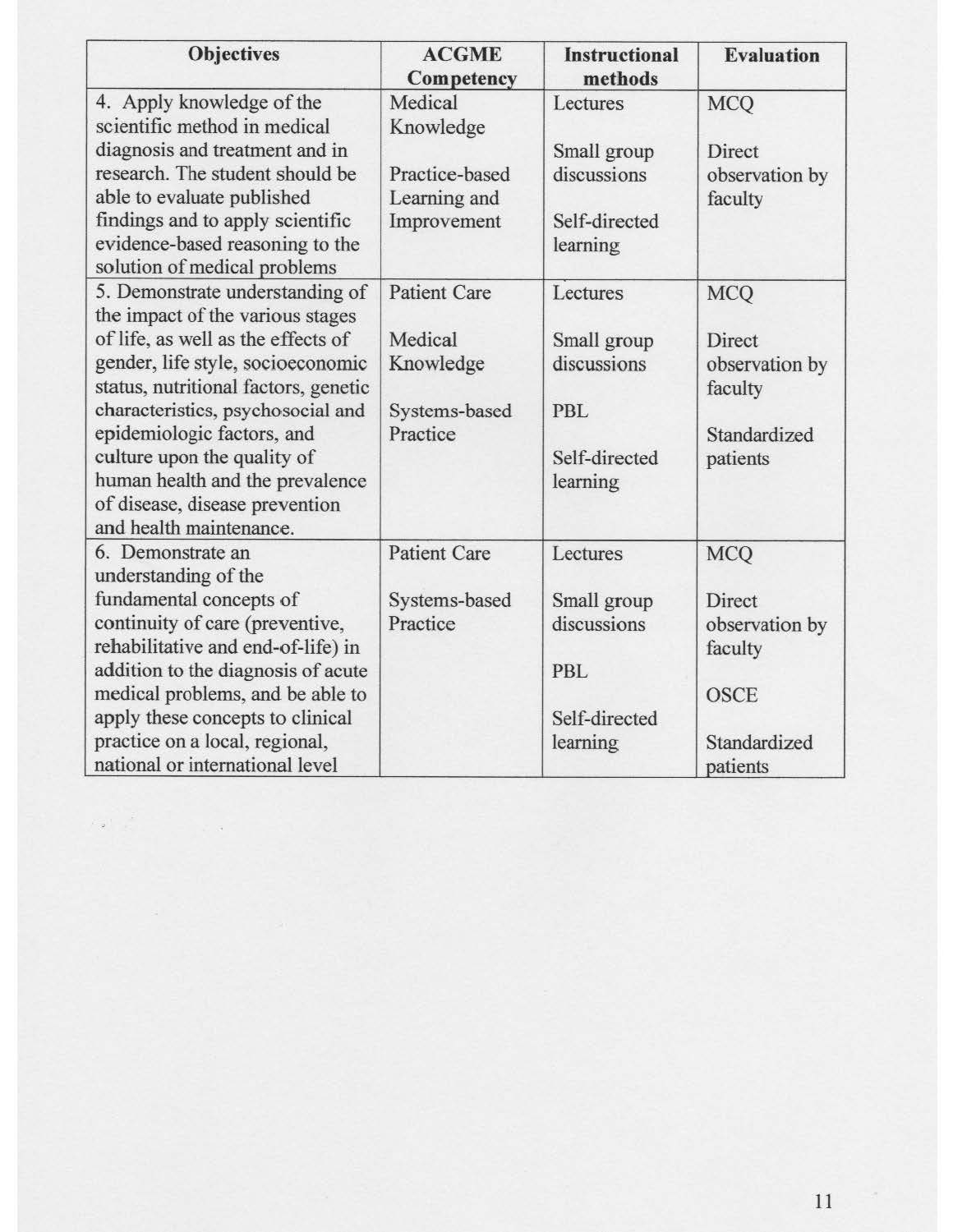| Objectives | ACGME Competency | Instructional methods | Evaluation |
|---|---|---|---|
| 4. Apply knowledge of the scientific method in medical diagnosis and treatment and in research. The student should be able to evaluate published findings and to apply scientific evidence-based reasoning to the solution of medical problems | Medical Knowledge<br><br>Practice-based Learning and Improvement | Lectures<br><br>Small group discussions<br><br>Self-directed learning | MCQ<br><br>Direct observation by faculty |
| 5. Demonstrate understanding of the impact of the various stages of life, as well as the effects of gender, life style, socioeconomic status, nutritional factors, genetic characteristics, psychosocial and epidemiologic factors, and culture upon the quality of human health and the prevalence of disease, disease prevention and health maintenance. | Patient Care<br><br>Medical Knowledge<br><br>Systems-based Practice | Lectures<br><br>Small group discussions<br><br>PBL<br><br>Self-directed learning | MCQ<br><br>Direct observation by faculty<br><br>Standardized patients |
| 6. Demonstrate an understanding of the fundamental concepts of continuity of care (preventive, rehabilitative and end-of-life) in addition to the diagnosis of acute medical problems, and be able to apply these concepts to clinical practice on a local, regional, national or international level | Patient Care<br><br>Systems-based Practice | Lectures<br><br>Small group discussions<br><br>PBL<br><br>Self-directed learning | MCQ<br><br>Direct observation by faculty<br><br>OSCE<br><br>Standardized patients |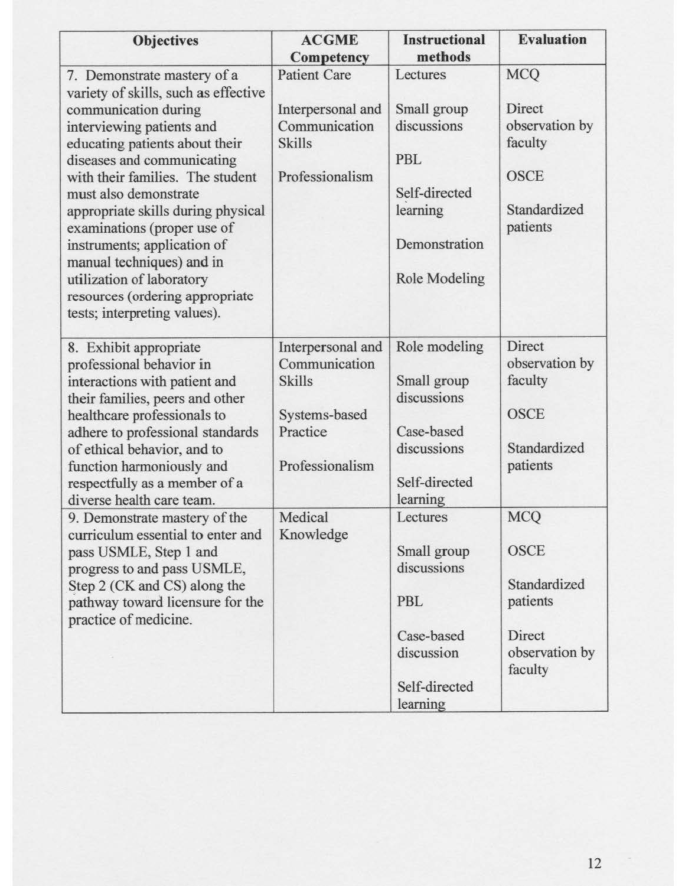| Objectives | ACGME Competency | Instructional methods | Evaluation |
|---|---|---|---|
| 7. Demonstrate mastery of a variety of skills, such as effective communication during interviewing patients and educating patients about their diseases and communicating with their families. The student must also demonstrate appropriate skills during physical examinations (proper use of instruments; application of manual techniques) and in utilization of laboratory resources (ordering appropriate tests; interpreting values). | Patient Care<br><br>Interpersonal and Communication Skills<br><br>Professionalism | Lectures<br><br>Small group discussions<br><br>PBL<br><br>Self-directed learning<br><br>Demonstration<br><br>Role Modeling | MCQ<br><br>Direct observation by faculty<br><br>OSCE<br><br>Standardized patients |
| 8. Exhibit appropriate professional behavior in interactions with patient and their families, peers and other healthcare professionals to adhere to professional standards of ethical behavior, and to function harmoniously and respectfully as a member of a diverse health care team. | Interpersonal and Communication Skills<br><br>Systems-based Practice<br><br>Professionalism | Role modeling<br><br>Small group discussions<br><br>Case-based discussions<br><br>Self-directed learning | Direct observation by faculty<br><br>OSCE<br><br>Standardized patients |
| 9. Demonstrate mastery of the curriculum essential to enter and pass USMLE, Step 1 and progress to and pass USMLE, Step 2 (CK and CS) along the pathway toward licensure for the practice of medicine. | Medical Knowledge | Lectures<br><br>Small group discussions<br><br>PBL<br><br>Case-based discussion<br><br>Self-directed learning | MCQ<br><br>OSCE<br><br>Standardized patients<br><br>Direct observation by faculty |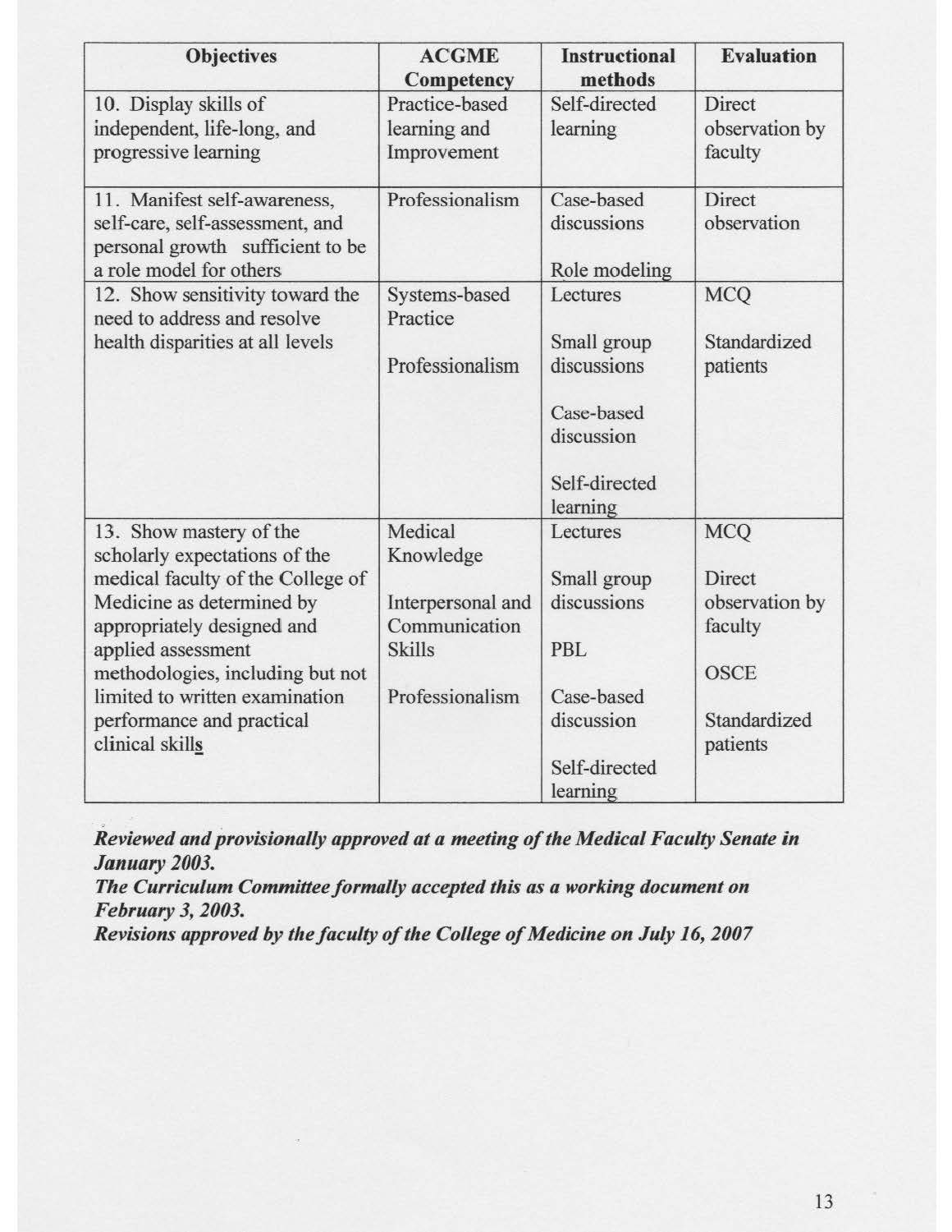| Objectives | ACGME Competency | Instructional methods | Evaluation |
|---|---|---|---|
| 10. Display skills of independent, life-long, and progressive learning | Practice-based learning and Improvement | Self-directed learning | Direct observation by faculty |
| 11. Manifest self-awareness, self-care, self-assessment, and personal growth sufficient to be a role model for others | Professionalism | Case-based discussions<br><br>Role modeling | Direct observation |
| 12. Show sensitivity toward the need to address and resolve health disparities at all levels | Systems-based Practice<br><br>Professionalism | Lectures<br><br>Small group discussions<br><br>Case-based discussion<br><br>Self-directed learning | MCQ<br><br>Standardized patients |
| 13. Show mastery of the scholarly expectations of the medical faculty of the College of Medicine as determined by appropriately designed and applied assessment methodologies, including but not limited to written examination performance and practical clinical skills | Medical Knowledge<br><br>Interpersonal and Communication Skills<br><br>Professionalism | Lectures<br><br>Small group discussions<br><br>PBL<br><br>Case-based discussion<br><br>Self-directed learning | MCQ<br><br>Direct observation by faculty<br><br>OSCE<br><br>Standardized patients |

***Reviewed and provisionally approved at a meeting of the Medical Faculty Senate in January 2003.***
***The Curriculum Committee formally accepted this as a working document on February 3, 2003.***
***Revisions approved by the faculty of the College of Medicine on July 16, 2007***